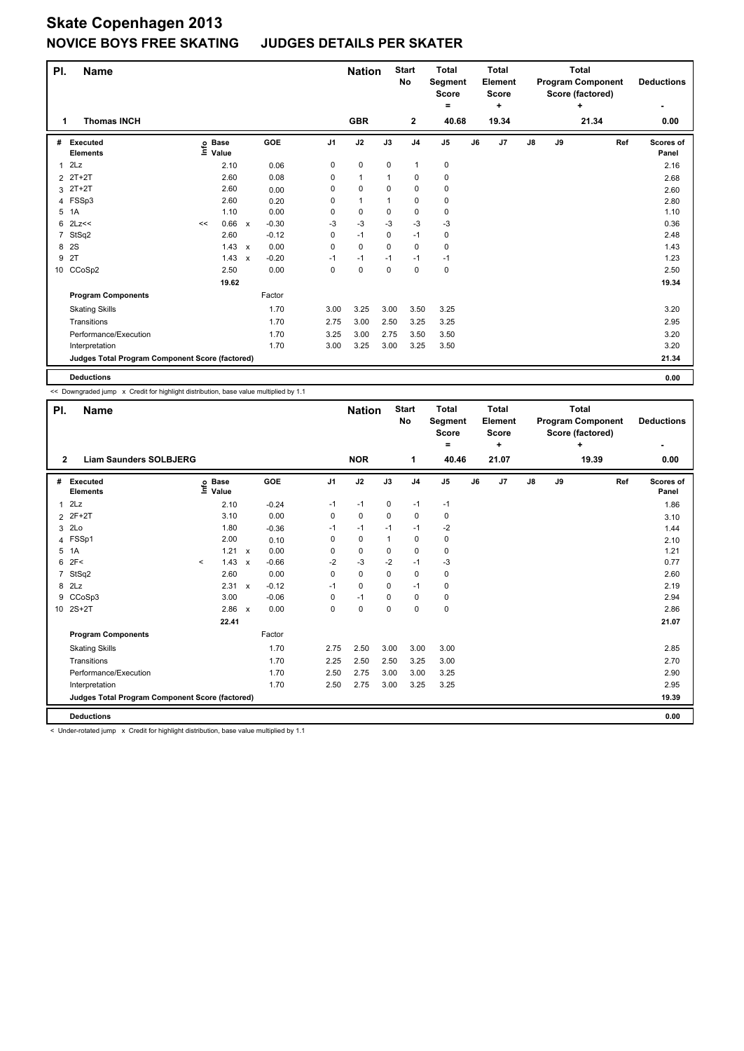# Skate Copenhagen 2013

## NOVICE BOYS FREE SKATING JUDGES DETAILS PER SKATER

| Pl. | Name | Nation | Start No | Total Segment Score = | Total Element Score + | Total Program Component Score (factored) + | Deductions - |
|---|---|---|---|---|---|---|---|
| 1 | Thomas INCH | GBR | 2 | 40.68 | 19.34 | 21.34 | 0.00 |

| # | Executed Elements | Info | Base Value | | GOE | J1 | J2 | J3 | J4 | J5 | J6 | J7 | J8 | J9 | Ref | Scores of Panel |
|---|---|---|---|---|---|---|---|---|---|---|---|---|---|---|---|---|
| 1 | 2Lz | | 2.10 | | 0.06 | 0 | 0 | 0 | 1 | 0 | | | | | | 2.16 |
| 2 | 2T+2T | | 2.60 | | 0.08 | 0 | 1 | 1 | 0 | 0 | | | | | | 2.68 |
| 3 | 2T+2T | | 2.60 | | 0.00 | 0 | 0 | 0 | 0 | 0 | | | | | | 2.60 |
| 4 | FSSp3 | | 2.60 | | 0.20 | 0 | 1 | 1 | 0 | 0 | | | | | | 2.80 |
| 5 | 1A | | 1.10 | | 0.00 | 0 | 0 | 0 | 0 | 0 | | | | | | 1.10 |
| 6 | 2Lz<< | << | 0.66 | x | -0.30 | -3 | -3 | -3 | -3 | -3 | | | | | | 0.36 |
| 7 | StSq2 | | 2.60 | | -0.12 | 0 | -1 | 0 | -1 | 0 | | | | | | 2.48 |
| 8 | 2S | | 1.43 | x | 0.00 | 0 | 0 | 0 | 0 | 0 | | | | | | 1.43 |
| 9 | 2T | | 1.43 | x | -0.20 | -1 | -1 | -1 | -1 | -1 | | | | | | 1.23 |
| 10 | CCoSp2 | | 2.50 | | 0.00 | 0 | 0 | 0 | 0 | 0 | | | | | | 2.50 |
| | | | 19.62 | | | | | | | | | | | | | 19.34 |
| | **Program Components** | | | | Factor | | | | | | | | | | | |
| | Skating Skills | | | | 1.70 | 3.00 | 3.25 | 3.00 | 3.50 | 3.25 | | | | | | 3.20 |
| | Transitions | | | | 1.70 | 2.75 | 3.00 | 2.50 | 3.25 | 3.25 | | | | | | 2.95 |
| | Performance/Execution | | | | 1.70 | 3.25 | 3.00 | 2.75 | 3.50 | 3.50 | | | | | | 3.20 |
| | Interpretation | | | | 1.70 | 3.00 | 3.25 | 3.00 | 3.25 | 3.50 | | | | | | 3.20 |
| | **Judges Total Program Component Score (factored)** | | | | | | | | | | | | | | | 21.34 |
| | **Deductions** | | | | | | | | | | | | | | | 0.00 |

<< Downgraded jump x Credit for highlight distribution, base value multiplied by 1.1

| Pl. | Name | Nation | Start No | Total Segment Score = | Total Element Score + | Total Program Component Score (factored) + | Deductions - |
|---|---|---|---|---|---|---|---|
| 2 | Liam Saunders SOLBJERG | NOR | 1 | 40.46 | 21.07 | 19.39 | 0.00 |

| # | Executed Elements | Info | Base Value | | GOE | J1 | J2 | J3 | J4 | J5 | J6 | J7 | J8 | J9 | Ref | Scores of Panel |
|---|---|---|---|---|---|---|---|---|---|---|---|---|---|---|---|---|
| 1 | 2Lz | | 2.10 | | -0.24 | -1 | -1 | 0 | -1 | -1 | | | | | | 1.86 |
| 2 | 2F+2T | | 3.10 | | 0.00 | 0 | 0 | 0 | 0 | 0 | | | | | | 3.10 |
| 3 | 2Lo | | 1.80 | | -0.36 | -1 | -1 | -1 | -1 | -2 | | | | | | 1.44 |
| 4 | FSSp1 | | 2.00 | | 0.10 | 0 | 0 | 1 | 0 | 0 | | | | | | 2.10 |
| 5 | 1A | | 1.21 | x | 0.00 | 0 | 0 | 0 | 0 | 0 | | | | | | 1.21 |
| 6 | 2F< | < | 1.43 | x | -0.66 | -2 | -3 | -2 | -1 | -3 | | | | | | 0.77 |
| 7 | StSq2 | | 2.60 | | 0.00 | 0 | 0 | 0 | 0 | 0 | | | | | | 2.60 |
| 8 | 2Lz | | 2.31 | x | -0.12 | -1 | 0 | 0 | -1 | 0 | | | | | | 2.19 |
| 9 | CCoSp3 | | 3.00 | | -0.06 | 0 | -1 | 0 | 0 | 0 | | | | | | 2.94 |
| 10 | 2S+2T | | 2.86 | x | 0.00 | 0 | 0 | 0 | 0 | 0 | | | | | | 2.86 |
| | | | 22.41 | | | | | | | | | | | | | 21.07 |
| | **Program Components** | | | | Factor | | | | | | | | | | | |
| | Skating Skills | | | | 1.70 | 2.75 | 2.50 | 3.00 | 3.00 | 3.00 | | | | | | 2.85 |
| | Transitions | | | | 1.70 | 2.25 | 2.50 | 2.50 | 3.25 | 3.00 | | | | | | 2.70 |
| | Performance/Execution | | | | 1.70 | 2.50 | 2.75 | 3.00 | 3.00 | 3.25 | | | | | | 2.90 |
| | Interpretation | | | | 1.70 | 2.50 | 2.75 | 3.00 | 3.25 | 3.25 | | | | | | 2.95 |
| | **Judges Total Program Component Score (factored)** | | | | | | | | | | | | | | | 19.39 |
| | **Deductions** | | | | | | | | | | | | | | | 0.00 |

< Under-rotated jump x Credit for highlight distribution, base value multiplied by 1.1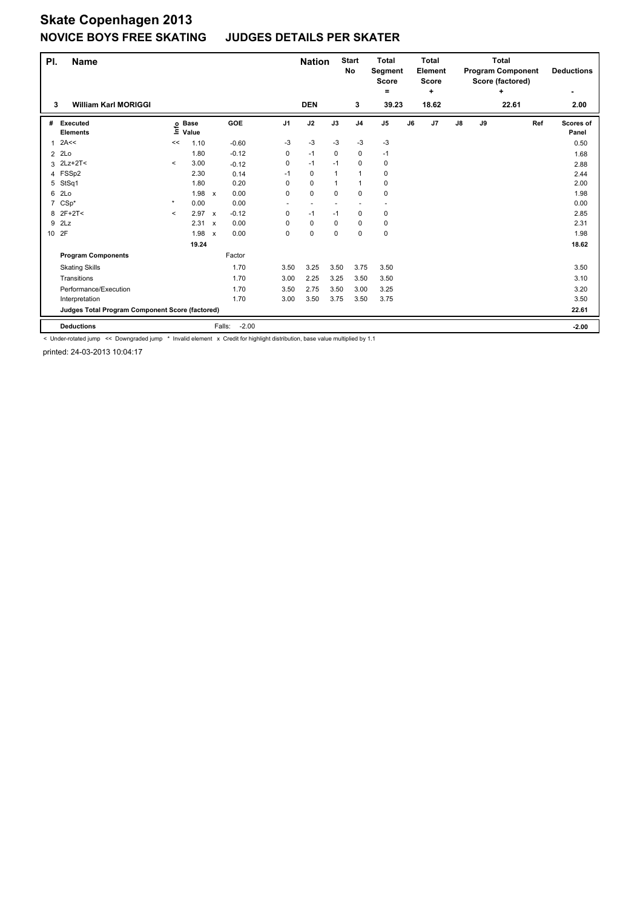# Skate Copenhagen 2013

## NOVICE BOYS FREE SKATING JUDGES DETAILS PER SKATER

| Pl. | Name | Nation | Start No | Total Segment Score = | Total Element Score + | Total Program Component Score (factored) + | Deductions - |
|---|---|---|---|---|---|---|---|
| 3 | William Karl MORIGGI | DEN | 3 | 39.23 | 18.62 | 22.61 | 2.00 |

| # | Executed Elements | Info | Base Value | | GOE | J1 | J2 | J3 | J4 | J5 | J6 | J7 | J8 | J9 | Ref | Scores of Panel |
|---|---|---|---|---|---|---|---|---|---|---|---|---|---|---|---|---|
| 1 | 2A<< | << | 1.10 | | -0.60 | -3 | -3 | -3 | -3 | -3 | | | | | | 0.50 |
| 2 | 2Lo | | 1.80 | | -0.12 | 0 | -1 | 0 | 0 | -1 | | | | | | 1.68 |
| 3 | 2Lz+2T< | < | 3.00 | | -0.12 | 0 | -1 | -1 | 0 | 0 | | | | | | 2.88 |
| 4 | FSSp2 | | 2.30 | | 0.14 | -1 | 0 | 1 | 1 | 0 | | | | | | 2.44 |
| 5 | StSq1 | | 1.80 | | 0.20 | 0 | 0 | 1 | 1 | 0 | | | | | | 2.00 |
| 6 | 2Lo | | 1.98 | x | 0.00 | 0 | 0 | 0 | 0 | 0 | | | | | | 1.98 |
| 7 | CSp* | * | 0.00 | | 0.00 | - | - | - | - | - | | | | | | 0.00 |
| 8 | 2F+2T< | < | 2.97 | x | -0.12 | 0 | -1 | -1 | 0 | 0 | | | | | | 2.85 |
| 9 | 2Lz | | 2.31 | x | 0.00 | 0 | 0 | 0 | 0 | 0 | | | | | | 2.31 |
| 10 | 2F | | 1.98 | x | 0.00 | 0 | 0 | 0 | 0 | 0 | | | | | | 1.98 |
| | | | 19.24 | | | | | | | | | | | | | 18.62 |
| | **Program Components** | | | | Factor | | | | | | | | | | | |
| | Skating Skills | | | | 1.70 | 3.50 | 3.25 | 3.50 | 3.75 | 3.50 | | | | | | 3.50 |
| | Transitions | | | | 1.70 | 3.00 | 2.25 | 3.25 | 3.50 | 3.50 | | | | | | 3.10 |
| | Performance/Execution | | | | 1.70 | 3.50 | 2.75 | 3.50 | 3.00 | 3.25 | | | | | | 3.20 |
| | Interpretation | | | | 1.70 | 3.00 | 3.50 | 3.75 | 3.50 | 3.75 | | | | | | 3.50 |
| | **Judges Total Program Component Score (factored)** | | | | | | | | | | | | | | | 22.61 |
| | **Deductions** | | | Falls: | -2.00 | | | | | | | | | | | -2.00 |

< Under-rotated jump << Downgraded jump * Invalid element x Credit for highlight distribution, base value multiplied by 1.1

printed: 24-03-2013 10:04:17